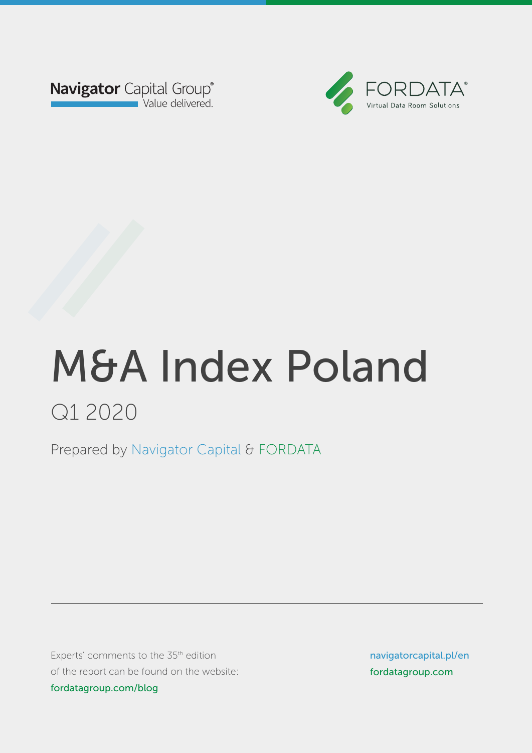Navigator Capital Group®
Value delivered.

FORDATA®
Virtual Data Room Solutions

# M&A Index Poland

## Q1 2020

Prepared by Navigator Capital & FORDATA

---

Experts' comments to the 35th edition of the report can be found on the website: fordatagroup.com/blog

navigatorcapital.pl/en
fordatagroup.com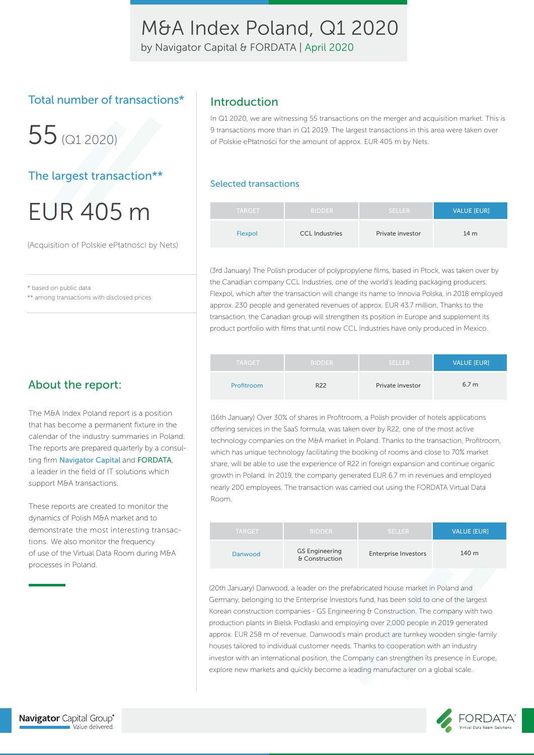# M&A Index Poland, Q1 2020

by Navigator Capital & FORDATA | April 2020

## Total number of transactions*

55 (Q1 2020)

## The largest transaction**

EUR 405 m

(Acquisition of Polskie ePłatności by Nets)

* based on public data
** among transactions with disclosed prices

## About the report:

The M&A Index Poland report is a position that has become a permanent fixture in the calendar of the industry summaries in Poland. The reports are prepared quarterly by a consulting firm Navigator Capital and FORDATA, a leader in the field of IT solutions which support M&A transactions.

These reports are created to monitor the dynamics of Polish M&A market and to demonstrate the most interesting transactions. We also monitor the frequency of use of the Virtual Data Room during M&A processes in Poland.

## Introduction

In Q1 2020, we are witnessing 55 transactions on the merger and acquisition market. This is 9 transactions more than in Q1 2019. The largest transactions in this area were taken over of Polskie ePłatności for the amount of approx. EUR 405 m by Nets.

### Selected transactions

| TARGET | BIDDER | SELLER | VALUE [EUR] |
|---|---|---|---|
| Flexpol | CCL Industries | Private investor | 14 m |

(3rd January) The Polish producer of polypropylene films, based in Płock, was taken over by the Canadian company CCL Industries, one of the world's leading packaging producers. Flexpol, which after the transaction will change its name to Innovia Polska, in 2018 employed approx. 230 people and generated revenues of approx. EUR 43.7 million. Thanks to the transaction, the Canadian group will strengthen its position in Europe and supplement its product portfolio with films that until now CCL Industries have only produced in Mexico.

| TARGET | BIDDER | SELLER | VALUE [EUR] |
|---|---|---|---|
| Profitroom | R22 | Private investor | 6.7 m |

(16th January) Over 30% of shares in Profitroom, a Polish provider of hotels applications offering services in the SaaS formula, was taken over by R22, one of the most active technology companies on the M&A market in Poland. Thanks to the transaction, Profitroom, which has unique technology facilitating the booking of rooms and close to 70% market share, will be able to use the experience of R22 in foreign expansion and continue organic growth in Poland. In 2019, the company generated EUR 6.7 m in revenues and employed nearly 200 employees. The transaction was carried out using the FORDATA Virtual Data Room.

| TARGET | BIDDER | SELLER | VALUE [EUR] |
|---|---|---|---|
| Danwood | GS Engineering & Construction | Enterprise Investors | 140 m |

(20th January) Danwood, a leader on the prefabricated house market in Poland and Germany, belonging to the Enterprise Investors fund, has been sold to one of the largest Korean construction companies - GS Engineering & Construction. The company with two production plants in Bielsk Podlaski and employing over 2,000 people in 2019 generated approx. EUR 258 m of revenue. Danwood's main product are turnkey wooden single-family houses tailored to individual customer needs. Thanks to cooperation with an industry investor with an international position, the Company can strengthen its presence in Europe, explore new markets and quickly become a leading manufacturer on a global scale.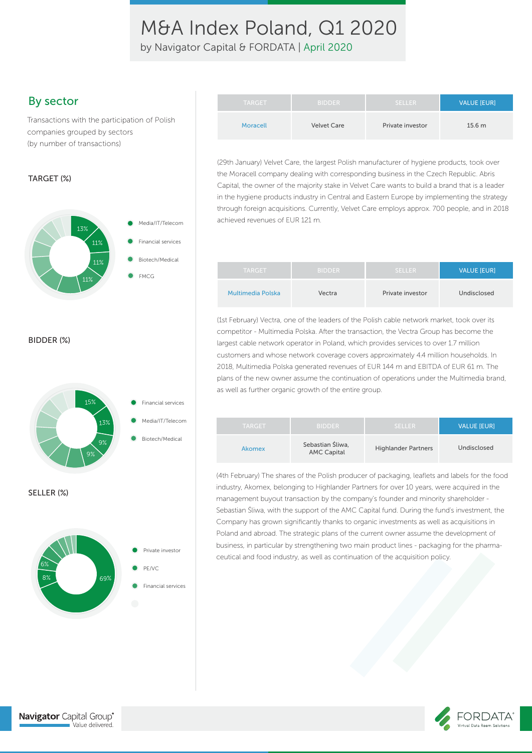# M&A Index Poland, Q1 2020

by Navigator Capital & FORDATA | April 2020

## By sector

Transactions with the participation of Polish companies grouped by sectors (by number of transactions)

TARGET (%)

- 13% Media/IT/Telecom
- 11% Financial services
- 11% Biotech/Medical
- 11% FMCG

BIDDER (%)

- 15% Financial services
- 13% Media/IT/Telecom
- 9% Biotech/Medical
- 9%

SELLER (%)

- 69% Private investor
- 8% PE/VC
- 6% Financial services

| TARGET | BIDDER | SELLER | VALUE [EUR] |
| --- | --- | --- | --- |
| Moracell | Velvet Care | Private investor | 15.6 m |

(29th January) Velvet Care, the largest Polish manufacturer of hygiene products, took over the Moracell company dealing with corresponding business in the Czech Republic. Abris Capital, the owner of the majority stake in Velvet Care wants to build a brand that is a leader in the hygiene products industry in Central and Eastern Europe by implementing the strategy through foreign acquisitions. Currently, Velvet Care employs approx. 700 people, and in 2018 achieved revenues of EUR 121 m.

| TARGET | BIDDER | SELLER | VALUE [EUR] |
| --- | --- | --- | --- |
| Multimedia Polska | Vectra | Private investor | Undisclosed |

(1st February) Vectra, one of the leaders of the Polish cable network market, took over its competitor - Multimedia Polska. After the transaction, the Vectra Group has become the largest cable network operator in Poland, which provides services to over 1.7 million customers and whose network coverage covers approximately 4.4 million households. In 2018, Multimedia Polska generated revenues of EUR 144 m and EBITDA of EUR 61 m. The plans of the new owner assume the continuation of operations under the Multimedia brand, as well as further organic growth of the entire group.

| TARGET | BIDDER | SELLER | VALUE [EUR] |
| --- | --- | --- | --- |
| Akomex | Sebastian Śliwa, AMC Capital | Highlander Partners | Undisclosed |

(4th February) The shares of the Polish producer of packaging, leaflets and labels for the food industry, Akomex, belonging to Highlander Partners for over 10 years, were acquired in the management buyout transaction by the company's founder and minority shareholder - Sebastian Śliwa, with the support of the AMC Capital fund. During the fund's investment, the Company has grown significantly thanks to organic investments as well as acquisitions in Poland and abroad. The strategic plans of the current owner assume the development of business, in particular by strengthening two main product lines - packaging for the pharmaceutical and food industry, as well as continuation of the acquisition policy.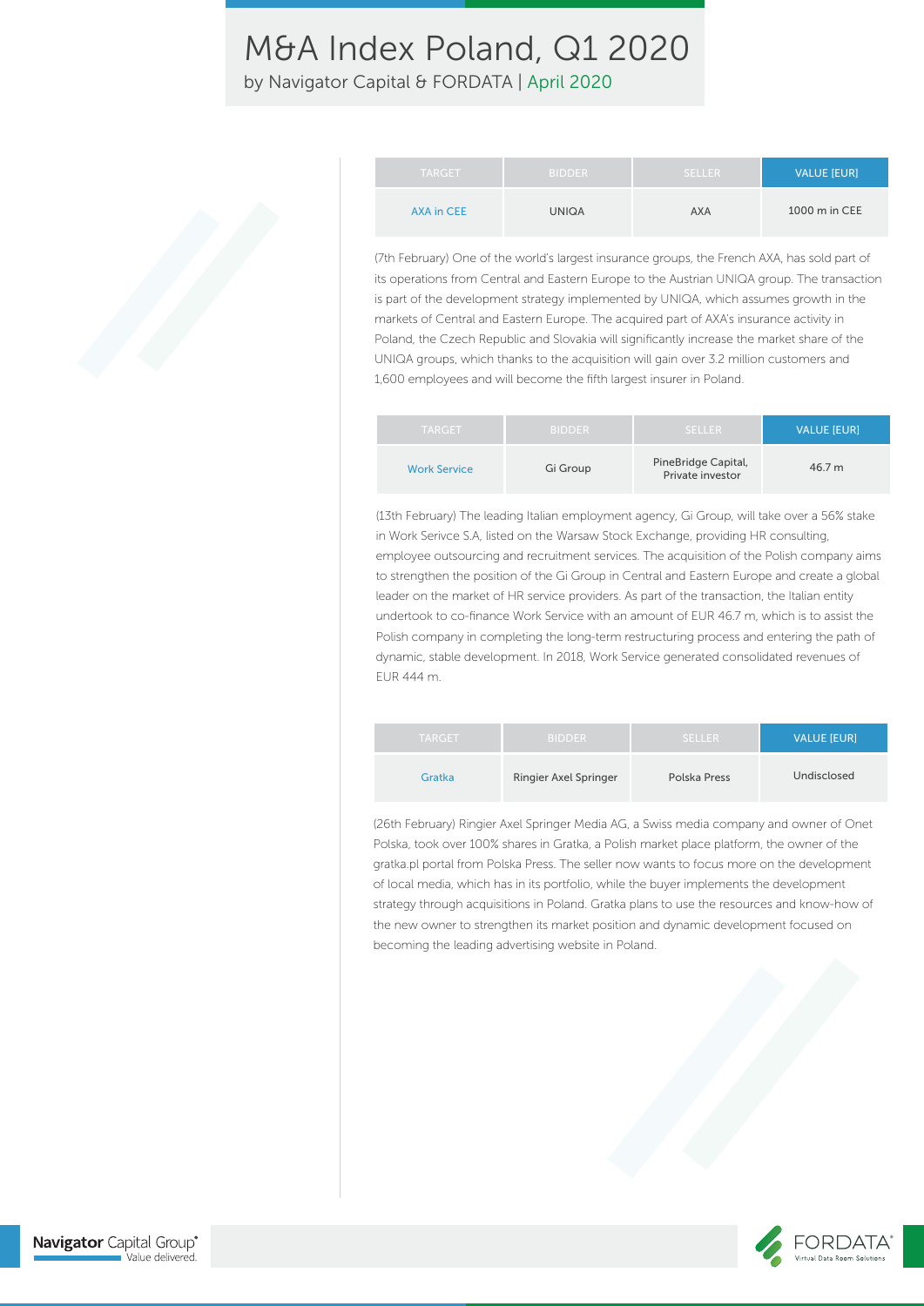| TARGET | BIDDER | SELLER | VALUE [EUR] |
| --- | --- | --- | --- |
| AXA in CEE | UNIQA | AXA | 1000 m in CEE |

(7th February) One of the world's largest insurance groups, the French AXA, has sold part of its operations from Central and Eastern Europe to the Austrian UNIQA group. The transaction is part of the development strategy implemented by UNIQA, which assumes growth in the markets of Central and Eastern Europe. The acquired part of AXA's insurance activity in Poland, the Czech Republic and Slovakia will significantly increase the market share of the UNIQA groups, which thanks to the acquisition will gain over 3.2 million customers and 1,600 employees and will become the fifth largest insurer in Poland.

| TARGET | BIDDER | SELLER | VALUE [EUR] |
| --- | --- | --- | --- |
| Work Service | Gi Group | PineBridge Capital, Private investor | 46.7 m |

(13th February) The leading Italian employment agency, Gi Group, will take over a 56% stake in Work Serivce S.A, listed on the Warsaw Stock Exchange, providing HR consulting, employee outsourcing and recruitment services. The acquisition of the Polish company aims to strengthen the position of the Gi Group in Central and Eastern Europe and create a global leader on the market of HR service providers. As part of the transaction, the Italian entity undertook to co-finance Work Service with an amount of EUR 46.7 m, which is to assist the Polish company in completing the long-term restructuring process and entering the path of dynamic, stable development. In 2018, Work Service generated consolidated revenues of EUR 444 m.

| TARGET | BIDDER | SELLER | VALUE [EUR] |
| --- | --- | --- | --- |
| Gratka | Ringier Axel Springer | Polska Press | Undisclosed |

(26th February) Ringier Axel Springer Media AG, a Swiss media company and owner of Onet Polska, took over 100% shares in Gratka, a Polish market place platform, the owner of the gratka.pl portal from Polska Press. The seller now wants to focus more on the development of local media, which has in its portfolio, while the buyer implements the development strategy through acquisitions in Poland. Gratka plans to use the resources and know-how of the new owner to strengthen its market position and dynamic development focused on becoming the leading advertising website in Poland.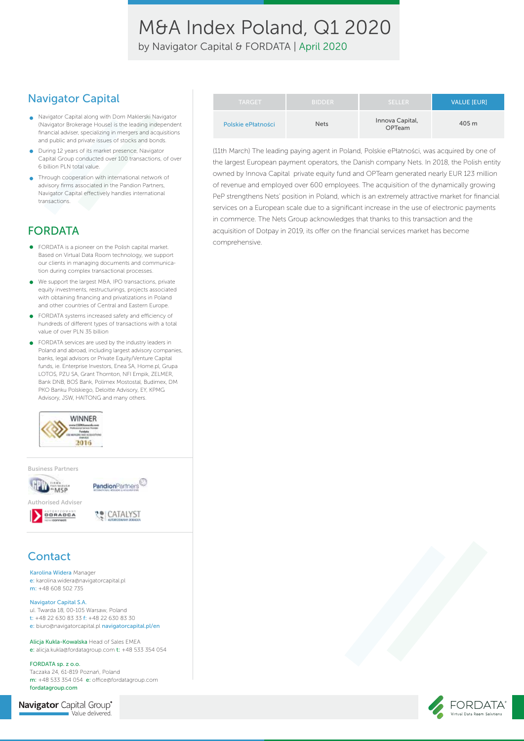# M&A Index Poland, Q1 2020

by Navigator Capital & FORDATA | April 2020

## Navigator Capital

- Navigator Capital along with Dom Maklerski Navigator (Navigator Brokerage House) is the leading independent financial adviser, specializing in mergers and acquisitions and public and private issues of stocks and bonds.
- During 12 years of its market presence, Navigator Capital Group conducted over 100 transactions, of over 6 billion PLN total value.
- Through cooperation with international network of advisory firms associated in the Pandion Partners, Navigator Capital effectively handles international transactions.

## FORDATA

- FORDATA is a pioneer on the Polish capital market. Based on Virtual Data Room technology, we support our clients in managing documents and communication during complex transactional processes.
- We support the largest M&A, IPO transactions, private equity investments, restructurings, projects associated with obtaining financing and privatizations in Poland and other countries of Central and Eastern Europe.
- FORDATA systems increased safety and efficiency of hundreds of different types of transactions with a total value of over PLN 35 billion
- FORDATA services are used by the industry leaders in Poland and abroad, including largest advisory companies, banks, legal advisors or Private Equity/Venture Capital funds, ie. Enterprise Investors, Enea SA, Home.pl, Grupa LOTOS, PZU SA, Grant Thornton, NFI Empik, ZELMER, Bank DNB, BOŚ Bank, Polimex Mostostal, Budimex, DM PKO Banku Polskiego, Deloitte Advisory, EY, KPMG Advisory, JSW, HAITONG and many others.

Business Partners

Authorised Adviser

## Contact

Karolina Widera Manager
e: karolina.widera@navigatorcapital.pl
m: +48 608 502 735

Navigator Capital S.A.
ul. Twarda 18, 00-105 Warsaw, Poland
t: +48 22 630 83 33 f: +48 22 630 83 30
e: biuro@navigatorcapital.pl navigatorcapital.pl/en

Alicja Kukla-Kowalska Head of Sales EMEA
e: alicja.kukla@fordatagroup.com t: +48 533 354 054

FORDATA sp. z o.o.
Taczaka 24, 61-819 Poznań, Poland
m: +48 533 354 054 e: office@fordatagroup.com
fordatagroup.com

| TARGET | BIDDER | SELLER | VALUE [EUR] |
|---|---|---|---|
| Polskie ePłatności | Nets | Innova Capital, OPTeam | 405 m |

(11th March) The leading paying agent in Poland, Polskie ePłatności, was acquired by one of the largest European payment operators, the Danish company Nets. In 2018, the Polish entity owned by Innova Capital private equity fund and OPTeam generated nearly EUR 123 million of revenue and employed over 600 employees. The acquisition of the dynamically growing PeP strengthens Nets' position in Poland, which is an extremely attractive market for financial services on a European scale due to a significant increase in the use of electronic payments in commerce. The Nets Group acknowledges that thanks to this transaction and the acquisition of Dotpay in 2019, its offer on the financial services market has become comprehensive.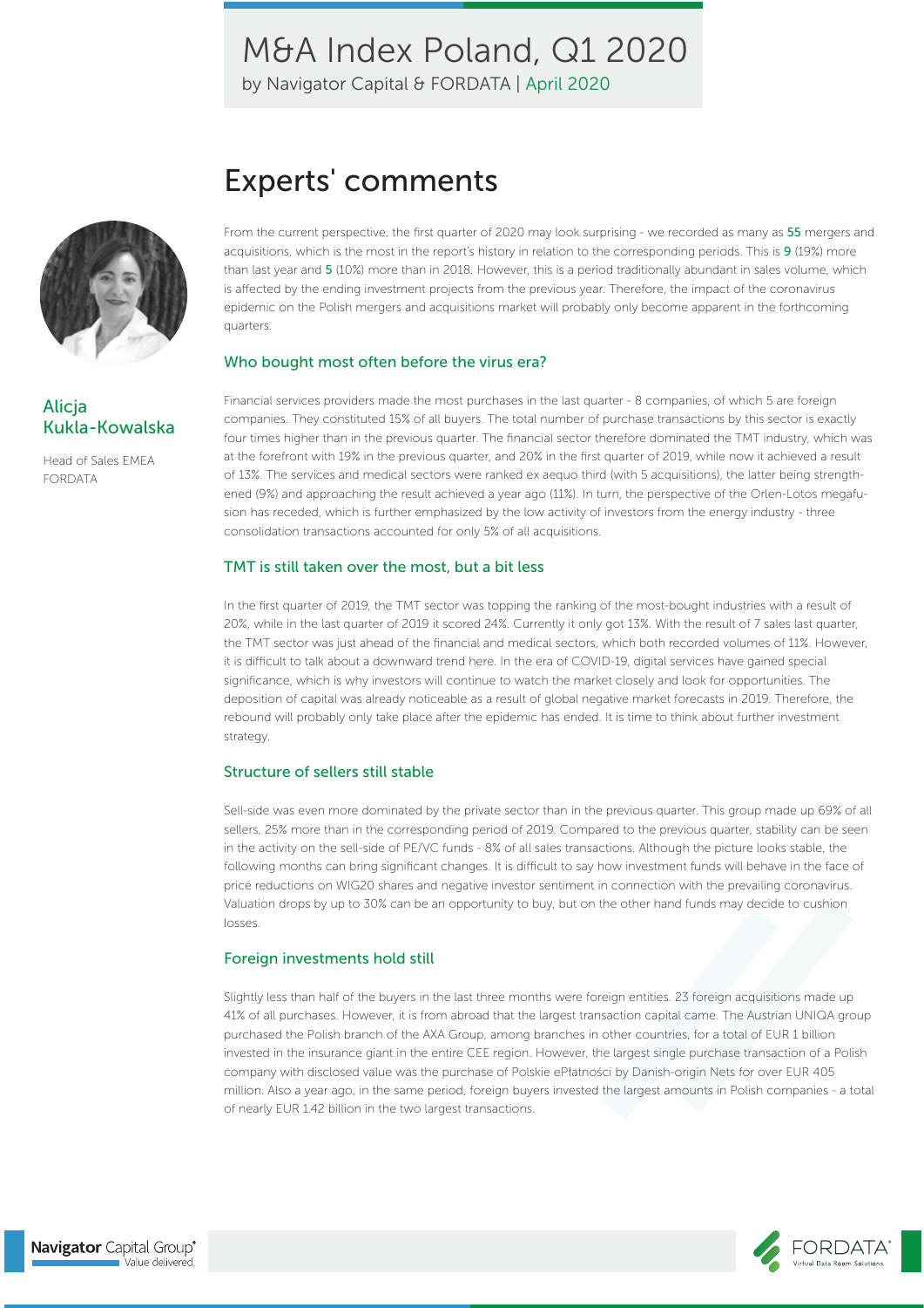# Experts' comments

**Alicja Kukla-Kowalska**

Head of Sales EMEA FORDATA

From the current perspective, the first quarter of 2020 may look surprising - we recorded as many as 55 mergers and acquisitions, which is the most in the report's history in relation to the corresponding periods. This is 9 (19%) more than last year and 5 (10%) more than in 2018. However, this is a period traditionally abundant in sales volume, which is affected by the ending investment projects from the previous year. Therefore, the impact of the coronavirus epidemic on the Polish mergers and acquisitions market will probably only become apparent in the forthcoming quarters.

## Who bought most often before the virus era?

Financial services providers made the most purchases in the last quarter - 8 companies, of which 5 are foreign companies. They constituted 15% of all buyers. The total number of purchase transactions by this sector is exactly four times higher than in the previous quarter. The financial sector therefore dominated the TMT industry, which was at the forefront with 19% in the previous quarter, and 20% in the first quarter of 2019, while now it achieved a result of 13%. The services and medical sectors were ranked ex aequo third (with 5 acquisitions), the latter being strengthened (9%) and approaching the result achieved a year ago (11%). In turn, the perspective of the Orlen-Lotos megafusion has receded, which is further emphasized by the low activity of investors from the energy industry - three consolidation transactions accounted for only 5% of all acquisitions.

## TMT is still taken over the most, but a bit less

In the first quarter of 2019, the TMT sector was topping the ranking of the most-bought industries with a result of 20%, while in the last quarter of 2019 it scored 24%. Currently it only got 13%. With the result of 7 sales last quarter, the TMT sector was just ahead of the financial and medical sectors, which both recorded volumes of 11%. However, it is difficult to talk about a downward trend here. In the era of COVID-19, digital services have gained special significance, which is why investors will continue to watch the market closely and look for opportunities. The deposition of capital was already noticeable as a result of global negative market forecasts in 2019. Therefore, the rebound will probably only take place after the epidemic has ended. It is time to think about further investment strategy.

## Structure of sellers still stable

Sell-side was even more dominated by the private sector than in the previous quarter. This group made up 69% of all sellers, 25% more than in the corresponding period of 2019. Compared to the previous quarter, stability can be seen in the activity on the sell-side of PE/VC funds - 8% of all sales transactions. Although the picture looks stable, the following months can bring significant changes. It is difficult to say how investment funds will behave in the face of price reductions on WIG20 shares and negative investor sentiment in connection with the prevailing coronavirus. Valuation drops by up to 30% can be an opportunity to buy, but on the other hand funds may decide to cushion losses.

## Foreign investments hold still

Slightly less than half of the buyers in the last three months were foreign entities. 23 foreign acquisitions made up 41% of all purchases. However, it is from abroad that the largest transaction capital came. The Austrian UNIQA group purchased the Polish branch of the AXA Group, among branches in other countries, for a total of EUR 1 billion invested in the insurance giant in the entire CEE region. However, the largest single purchase transaction of a Polish company with disclosed value was the purchase of Polskie ePłatności by Danish-origin Nets for over EUR 405 million. Also a year ago, in the same period, foreign buyers invested the largest amounts in Polish companies - a total of nearly EUR 1.42 billion in the two largest transactions.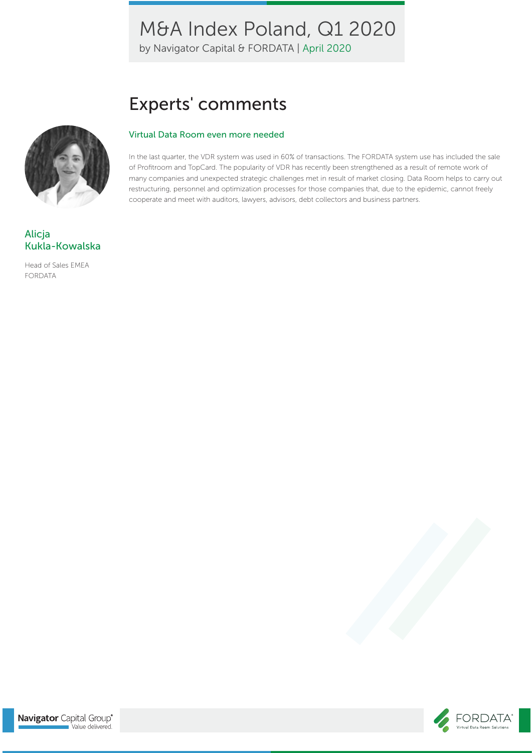# Experts' comments

## Virtual Data Room even more needed

In the last quarter, the VDR system was used in 60% of transactions. The FORDATA system use has included the sale of Profitroom and TopCard. The popularity of VDR has recently been strengthened as a result of remote work of many companies and unexpected strategic challenges met in result of market closing. Data Room helps to carry out restructuring, personnel and optimization processes for those companies that, due to the epidemic, cannot freely cooperate and meet with auditors, lawyers, advisors, debt collectors and business partners.

**Alicja Kukla-Kowalska**

Head of Sales EMEA
FORDATA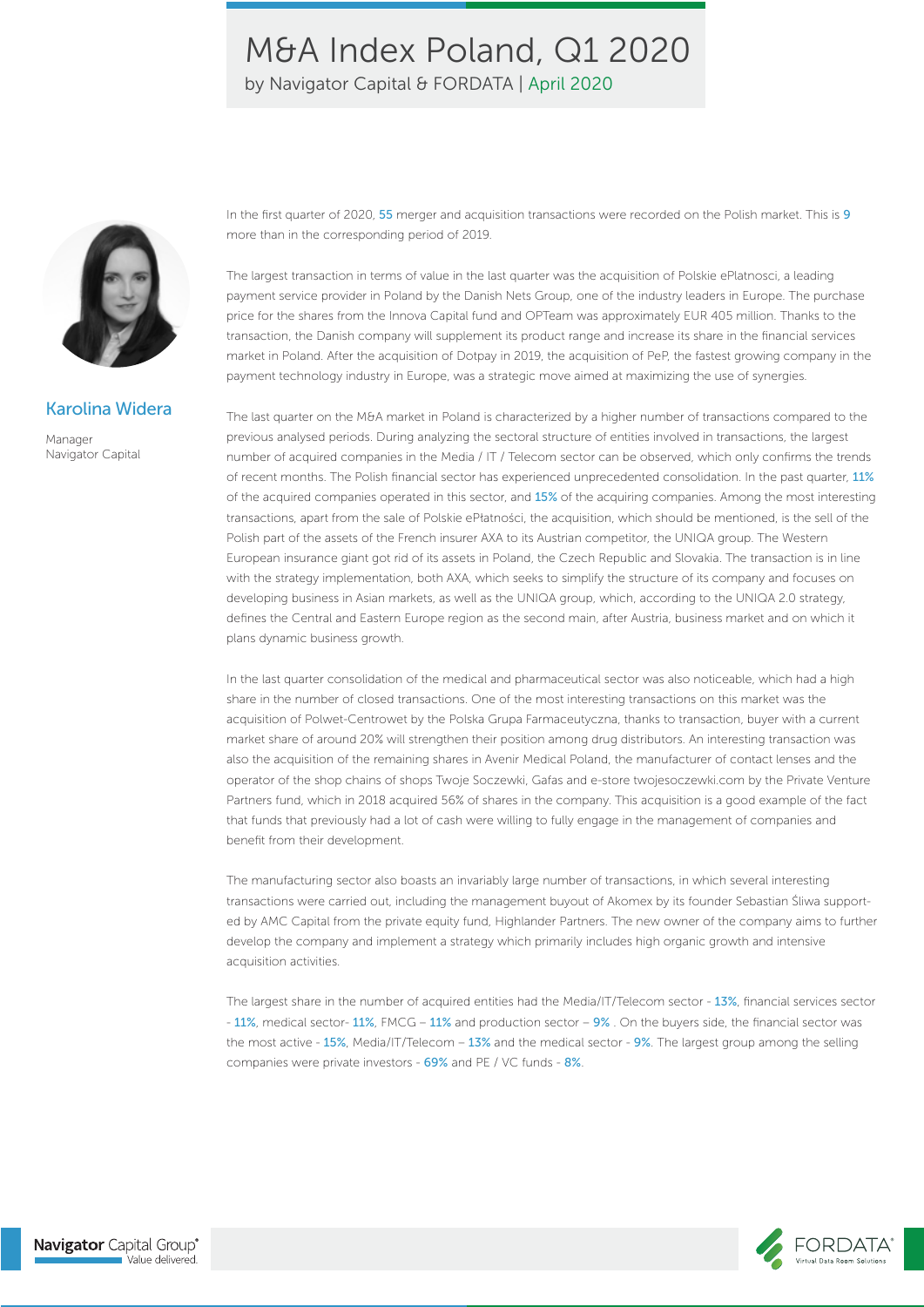# M&A Index Poland, Q1 2020

by Navigator Capital & FORDATA | April 2020

**Karolina Widera**

Manager
Navigator Capital

In the first quarter of 2020, 55 merger and acquisition transactions were recorded on the Polish market. This is 9 more than in the corresponding period of 2019.

The largest transaction in terms of value in the last quarter was the acquisition of Polskie ePlatnosci, a leading payment service provider in Poland by the Danish Nets Group, one of the industry leaders in Europe. The purchase price for the shares from the Innova Capital fund and OPTeam was approximately EUR 405 million. Thanks to the transaction, the Danish company will supplement its product range and increase its share in the financial services market in Poland. After the acquisition of Dotpay in 2019, the acquisition of PeP, the fastest growing company in the payment technology industry in Europe, was a strategic move aimed at maximizing the use of synergies.

The last quarter on the M&A market in Poland is characterized by a higher number of transactions compared to the previous analysed periods. During analyzing the sectoral structure of entities involved in transactions, the largest number of acquired companies in the Media / IT / Telecom sector can be observed, which only confirms the trends of recent months. The Polish financial sector has experienced unprecedented consolidation. In the past quarter, 11% of the acquired companies operated in this sector, and 15% of the acquiring companies. Among the most interesting transactions, apart from the sale of Polskie ePłatności, the acquisition, which should be mentioned, is the sell of the Polish part of the assets of the French insurer AXA to its Austrian competitor, the UNIQA group. The Western European insurance giant got rid of its assets in Poland, the Czech Republic and Slovakia. The transaction is in line with the strategy implementation, both AXA, which seeks to simplify the structure of its company and focuses on developing business in Asian markets, as well as the UNIQA group, which, according to the UNIQA 2.0 strategy, defines the Central and Eastern Europe region as the second main, after Austria, business market and on which it plans dynamic business growth.

In the last quarter consolidation of the medical and pharmaceutical sector was also noticeable, which had a high share in the number of closed transactions. One of the most interesting transactions on this market was the acquisition of Polwet-Centrowet by the Polska Grupa Farmaceutyczna, thanks to transaction, buyer with a current market share of around 20% will strengthen their position among drug distributors. An interesting transaction was also the acquisition of the remaining shares in Avenir Medical Poland, the manufacturer of contact lenses and the operator of the shop chains of shops Twoje Soczewki, Gafas and e-store twojesoczewki.com by the Private Venture Partners fund, which in 2018 acquired 56% of shares in the company. This acquisition is a good example of the fact that funds that previously had a lot of cash were willing to fully engage in the management of companies and benefit from their development.

The manufacturing sector also boasts an invariably large number of transactions, in which several interesting transactions were carried out, including the management buyout of Akomex by its founder Sebastian Śliwa supported by AMC Capital from the private equity fund, Highlander Partners. The new owner of the company aims to further develop the company and implement a strategy which primarily includes high organic growth and intensive acquisition activities.

The largest share in the number of acquired entities had the Media/IT/Telecom sector - 13%, financial services sector - 11%, medical sector- 11%, FMCG – 11% and production sector – 9% . On the buyers side, the financial sector was the most active - 15%, Media/IT/Telecom – 13% and the medical sector - 9%. The largest group among the selling companies were private investors - 69% and PE / VC funds - 8%.